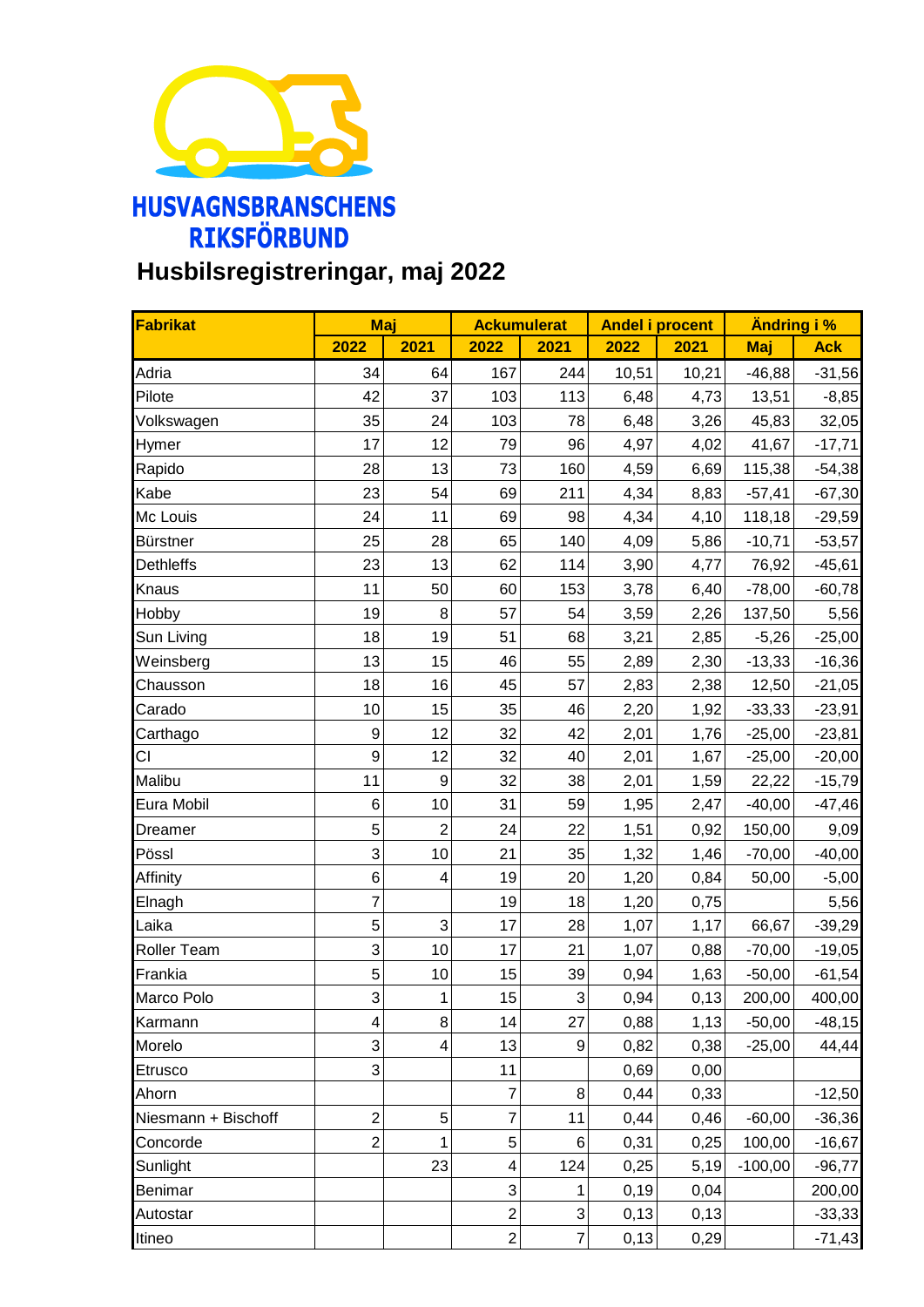# HUSVAGNSBRANSCHENS RIKSFÖRBUND

## Husbilsregistreringar, maj 2022

| Fabrikat | Maj | | Ackumulerat | | Andel i procent | | Ändring i % | |
|---|---|---|---|---|---|---|---|---|
| | 2022 | 2021 | 2022 | 2021 | 2022 | 2021 | Maj | Ack |
| Adria | 34 | 64 | 167 | 244 | 10,51 | 10,21 | -46,88 | -31,56 |
| Pilote | 42 | 37 | 103 | 113 | 6,48 | 4,73 | 13,51 | -8,85 |
| Volkswagen | 35 | 24 | 103 | 78 | 6,48 | 3,26 | 45,83 | 32,05 |
| Hymer | 17 | 12 | 79 | 96 | 4,97 | 4,02 | 41,67 | -17,71 |
| Rapido | 28 | 13 | 73 | 160 | 4,59 | 6,69 | 115,38 | -54,38 |
| Kabe | 23 | 54 | 69 | 211 | 4,34 | 8,83 | -57,41 | -67,30 |
| Mc Louis | 24 | 11 | 69 | 98 | 4,34 | 4,10 | 118,18 | -29,59 |
| Bürstner | 25 | 28 | 65 | 140 | 4,09 | 5,86 | -10,71 | -53,57 |
| Dethleffs | 23 | 13 | 62 | 114 | 3,90 | 4,77 | 76,92 | -45,61 |
| Knaus | 11 | 50 | 60 | 153 | 3,78 | 6,40 | -78,00 | -60,78 |
| Hobby | 19 | 8 | 57 | 54 | 3,59 | 2,26 | 137,50 | 5,56 |
| Sun Living | 18 | 19 | 51 | 68 | 3,21 | 2,85 | -5,26 | -25,00 |
| Weinsberg | 13 | 15 | 46 | 55 | 2,89 | 2,30 | -13,33 | -16,36 |
| Chausson | 18 | 16 | 45 | 57 | 2,83 | 2,38 | 12,50 | -21,05 |
| Carado | 10 | 15 | 35 | 46 | 2,20 | 1,92 | -33,33 | -23,91 |
| Carthago | 9 | 12 | 32 | 42 | 2,01 | 1,76 | -25,00 | -23,81 |
| CI | 9 | 12 | 32 | 40 | 2,01 | 1,67 | -25,00 | -20,00 |
| Malibu | 11 | 9 | 32 | 38 | 2,01 | 1,59 | 22,22 | -15,79 |
| Eura Mobil | 6 | 10 | 31 | 59 | 1,95 | 2,47 | -40,00 | -47,46 |
| Dreamer | 5 | 2 | 24 | 22 | 1,51 | 0,92 | 150,00 | 9,09 |
| Pössl | 3 | 10 | 21 | 35 | 1,32 | 1,46 | -70,00 | -40,00 |
| Affinity | 6 | 4 | 19 | 20 | 1,20 | 0,84 | 50,00 | -5,00 |
| Elnagh | 7 | | 19 | 18 | 1,20 | 0,75 | | 5,56 |
| Laika | 5 | 3 | 17 | 28 | 1,07 | 1,17 | 66,67 | -39,29 |
| Roller Team | 3 | 10 | 17 | 21 | 1,07 | 0,88 | -70,00 | -19,05 |
| Frankia | 5 | 10 | 15 | 39 | 0,94 | 1,63 | -50,00 | -61,54 |
| Marco Polo | 3 | 1 | 15 | 3 | 0,94 | 0,13 | 200,00 | 400,00 |
| Karmann | 4 | 8 | 14 | 27 | 0,88 | 1,13 | -50,00 | -48,15 |
| Morelo | 3 | 4 | 13 | 9 | 0,82 | 0,38 | -25,00 | 44,44 |
| Etrusco | 3 | | 11 | | 0,69 | 0,00 | | |
| Ahorn | | | 7 | 8 | 0,44 | 0,33 | | -12,50 |
| Niesmann + Bischoff | 2 | 5 | 7 | 11 | 0,44 | 0,46 | -60,00 | -36,36 |
| Concorde | 2 | 1 | 5 | 6 | 0,31 | 0,25 | 100,00 | -16,67 |
| Sunlight | | 23 | 4 | 124 | 0,25 | 5,19 | -100,00 | -96,77 |
| Benimar | | | 3 | 1 | 0,19 | 0,04 | | 200,00 |
| Autostar | | | 2 | 3 | 0,13 | 0,13 | | -33,33 |
| Itineo | | | 2 | 7 | 0,13 | 0,29 | | -71,43 |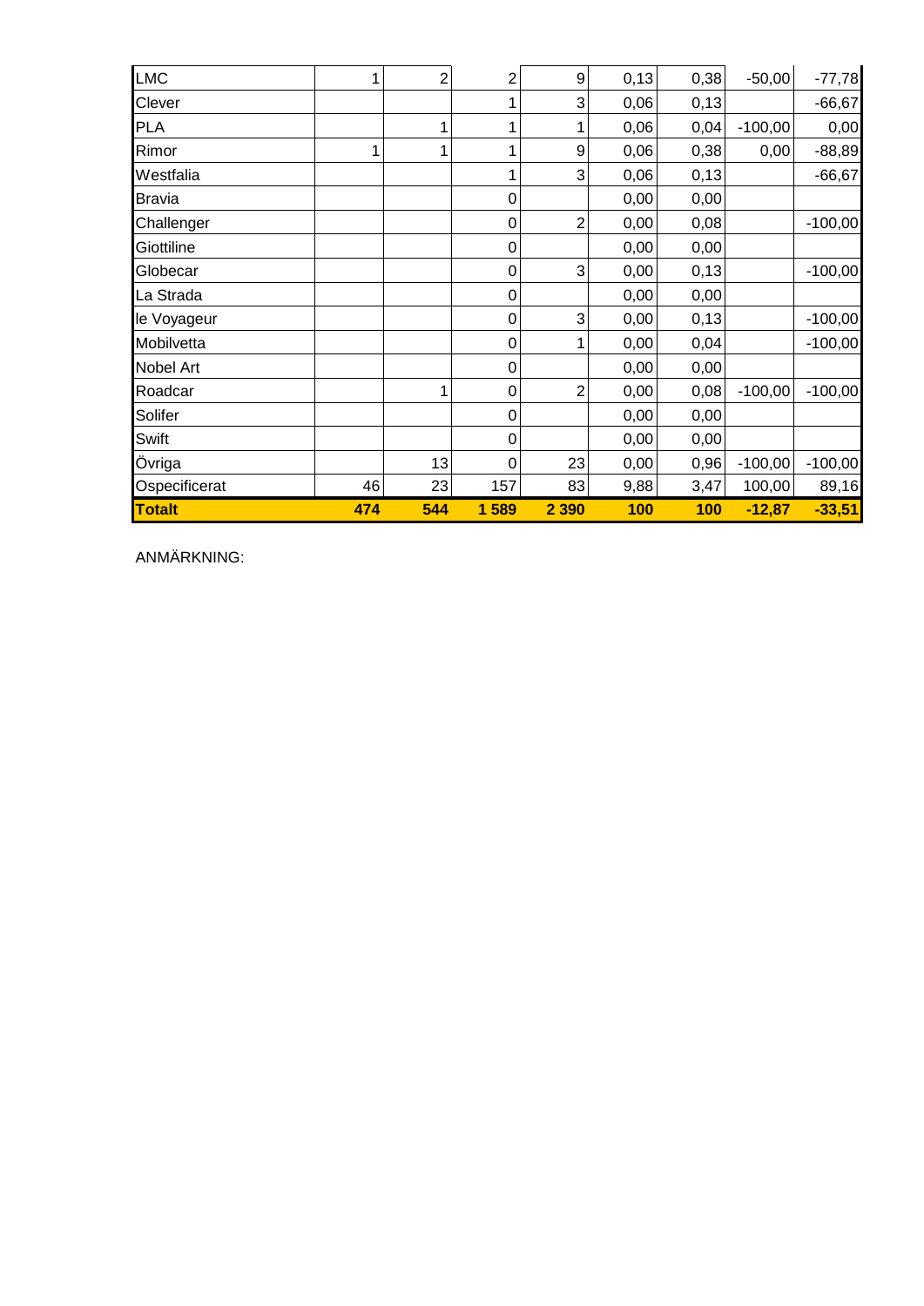| | | | | | | | | |
|---|---|---|---|---|---|---|---|---|
| LMC | 1 | 2 | 2 | 9 | 0,13 | 0,38 | -50,00 | -77,78 |
| Clever | | | 1 | 3 | 0,06 | 0,13 | | -66,67 |
| PLA | | 1 | 1 | 1 | 0,06 | 0,04 | -100,00 | 0,00 |
| Rimor | 1 | 1 | 1 | 9 | 0,06 | 0,38 | 0,00 | -88,89 |
| Westfalia | | | 1 | 3 | 0,06 | 0,13 | | -66,67 |
| Bravia | | | 0 | | 0,00 | 0,00 | | |
| Challenger | | | 0 | 2 | 0,00 | 0,08 | | -100,00 |
| Giottiline | | | 0 | | 0,00 | 0,00 | | |
| Globecar | | | 0 | 3 | 0,00 | 0,13 | | -100,00 |
| La Strada | | | 0 | | 0,00 | 0,00 | | |
| le Voyageur | | | 0 | 3 | 0,00 | 0,13 | | -100,00 |
| Mobilvetta | | | 0 | 1 | 0,00 | 0,04 | | -100,00 |
| Nobel Art | | | 0 | | 0,00 | 0,00 | | |
| Roadcar | | 1 | 0 | 2 | 0,00 | 0,08 | -100,00 | -100,00 |
| Solifer | | | 0 | | 0,00 | 0,00 | | |
| Swift | | | 0 | | 0,00 | 0,00 | | |
| Övriga | | 13 | 0 | 23 | 0,00 | 0,96 | -100,00 | -100,00 |
| Ospecificerat | 46 | 23 | 157 | 83 | 9,88 | 3,47 | 100,00 | 89,16 |
| **Totalt** | **474** | **544** | **1 589** | **2 390** | **100** | **100** | **-12,87** | **-33,51** |

ANMÄRKNING: